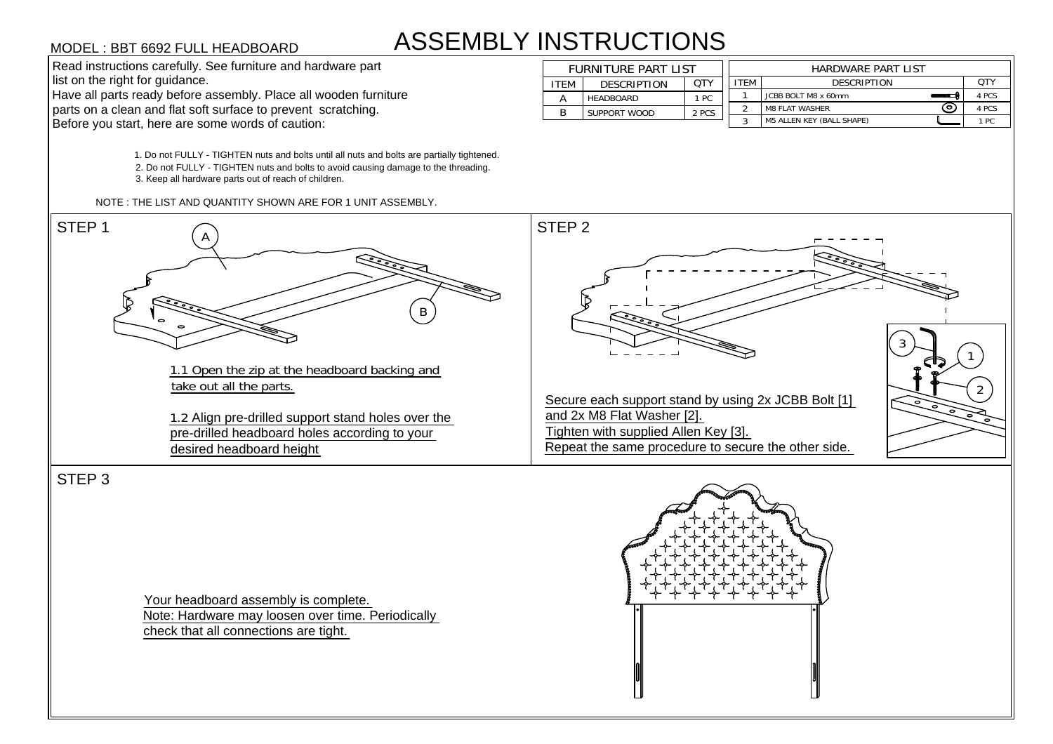MODEL : BBT 6692 FULL HEADBOARD

# ASSEMBLY INSTRUCTIONS

Read instructions carefully. See furniture and hardware part list on the right for guidance.
Have all parts ready before assembly. Place all wooden furniture parts on a clean and flat soft surface to prevent scratching.
Before you start, here are some words of caution:

| FURNITURE PART LIST | | |
|---|---|---|
| ITEM | DESCRIPTION | QTY |
| A | HEADBOARD | 1 PC |
| B | SUPPORT WOOD | 2 PCS |

| HARDWARE PART LIST | | |
|---|---|---|
| ITEM | DESCRIPTION | QTY |
| 1 | JCBB BOLT M8 x 60mm | 4 PCS |
| 2 | M8 FLAT WASHER | 4 PCS |
| 3 | M5 ALLEN KEY (BALL SHAPE) | 1 PC |

1. Do not FULLY - TIGHTEN nuts and bolts until all nuts and bolts are partially tightened.
2. Do not FULLY - TIGHTEN nuts and bolts to avoid causing damage to the threading.
3. Keep all hardware parts out of reach of children.

NOTE : THE LIST AND QUANTITY SHOWN ARE FOR 1 UNIT ASSEMBLY.

## STEP 1

1.1 Open the zip at the headboard backing and take out all the parts.

1.2 Align pre-drilled support stand holes over the pre-drilled headboard holes according to your desired headboard height

## STEP 2

Secure each support stand by using 2x JCBB Bolt [1] and 2x M8 Flat Washer [2].
Tighten with supplied Allen Key [3].
Repeat the same procedure to secure the other side.

## STEP 3

Your headboard assembly is complete.
Note: Hardware may loosen over time. Periodically check that all connections are tight.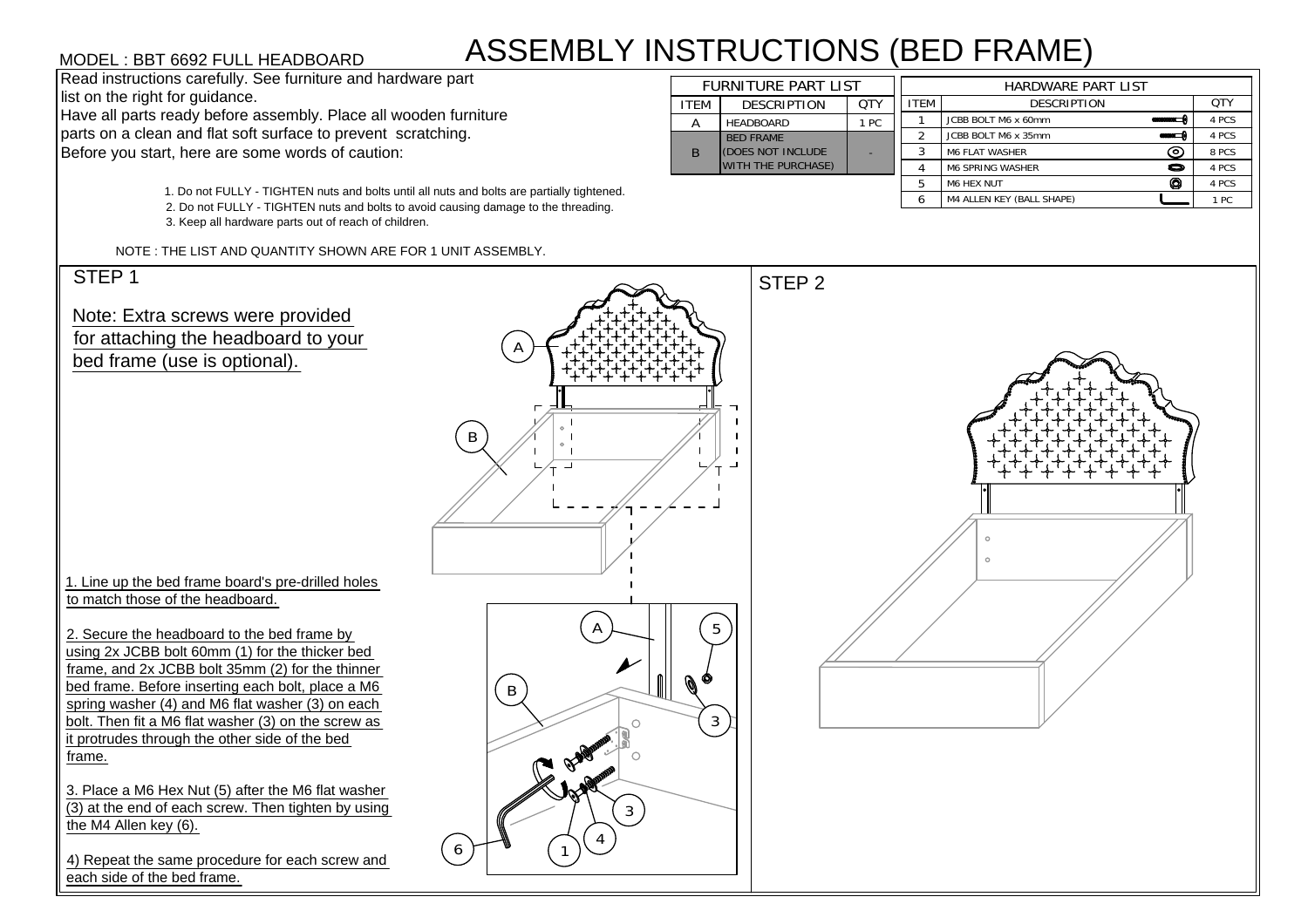MODEL : BBT 6692 FULL HEADBOARD

# ASSEMBLY INSTRUCTIONS (BED FRAME)

Read instructions carefully. See furniture and hardware part list on the right for guidance.
Have all parts ready before assembly. Place all wooden furniture parts on a clean and flat soft surface to prevent scratching.
Before you start, here are some words of caution:

1. Do not FULLY - TIGHTEN nuts and bolts until all nuts and bolts are partially tightened.
2. Do not FULLY - TIGHTEN nuts and bolts to avoid causing damage to the threading.
3. Keep all hardware parts out of reach of children.

NOTE : THE LIST AND QUANTITY SHOWN ARE FOR 1 UNIT ASSEMBLY.

| FURNITURE PART LIST | | |
|---|---|---|
| ITEM | DESCRIPTION | QTY |
| A | HEADBOARD | 1 PC |
| B | BED FRAME (DOES NOT INCLUDE WITH THE PURCHASE) | - |

| HARDWARE PART LIST | | |
|---|---|---|
| ITEM | DESCRIPTION | QTY |
| 1 | JCBB BOLT M6 x 60mm | 4 PCS |
| 2 | JCBB BOLT M6 x 35mm | 4 PCS |
| 3 | M6 FLAT WASHER | 8 PCS |
| 4 | M6 SPRING WASHER | 4 PCS |
| 5 | M6 HEX NUT | 4 PCS |
| 6 | M4 ALLEN KEY (BALL SHAPE) | 1 PC |

## STEP 1

Note: Extra screws were provided for attaching the headboard to your bed frame (use is optional).

A
B

1. Line up the bed frame board's pre-drilled holes to match those of the headboard.

2. Secure the headboard to the bed frame by using 2x JCBB bolt 60mm (1) for the thicker bed frame, and 2x JCBB bolt 35mm (2) for the thinner bed frame. Before inserting each bolt, place a M6 spring washer (4) and M6 flat washer (3) on each bolt. Then fit a M6 flat washer (3) on the screw as it protrudes through the other side of the bed frame.

3. Place a M6 Hex Nut (5) after the M6 flat washer (3) at the end of each screw. Then tighten by using the M4 Allen key (6).

4) Repeat the same procedure for each screw and each side of the bed frame.

A 5 B 3 3 6 4 1

## STEP 2